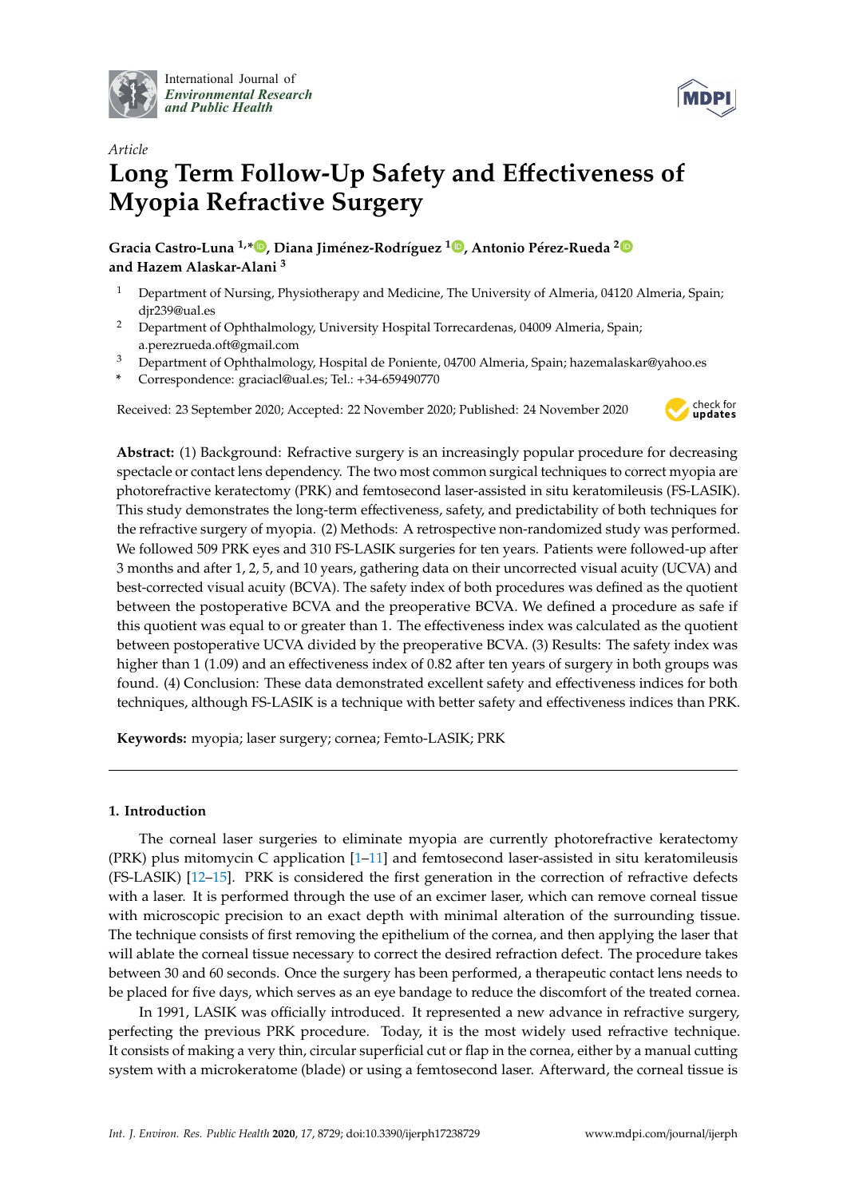*Article*

# Long Term Follow-Up Safety and Effectiveness of Myopia Refractive Surgery

**Gracia Castro-Luna [1,*], Diana Jiménez-Rodríguez [1], Antonio Pérez-Rueda [2] and Hazem Alaskar-Alani [3]**

[1] Department of Nursing, Physiotherapy and Medicine, The University of Almeria, 04120 Almeria, Spain; djr239@ual.es

[2] Department of Ophthalmology, University Hospital Torrecardenas, 04009 Almeria, Spain; a.perezrueda.oft@gmail.com

[3] Department of Ophthalmology, Hospital de Poniente, 04700 Almeria, Spain; hazemalaskar@yahoo.es

[*] Correspondence: graciacl@ual.es; Tel.: +34-659490770

Received: 23 September 2020; Accepted: 22 November 2020; Published: 24 November 2020

**Abstract:** (1) Background: Refractive surgery is an increasingly popular procedure for decreasing spectacle or contact lens dependency. The two most common surgical techniques to correct myopia are photorefractive keratectomy (PRK) and femtosecond laser-assisted in situ keratomileusis (FS-LASIK). This study demonstrates the long-term effectiveness, safety, and predictability of both techniques for the refractive surgery of myopia. (2) Methods: A retrospective non-randomized study was performed. We followed 509 PRK eyes and 310 FS-LASIK surgeries for ten years. Patients were followed-up after 3 months and after 1, 2, 5, and 10 years, gathering data on their uncorrected visual acuity (UCVA) and best-corrected visual acuity (BCVA). The safety index of both procedures was defined as the quotient between the postoperative BCVA and the preoperative BCVA. We defined a procedure as safe if this quotient was equal to or greater than 1. The effectiveness index was calculated as the quotient between postoperative UCVA divided by the preoperative BCVA. (3) Results: The safety index was higher than 1 (1.09) and an effectiveness index of 0.82 after ten years of surgery in both groups was found. (4) Conclusion: These data demonstrated excellent safety and effectiveness indices for both techniques, although FS-LASIK is a technique with better safety and effectiveness indices than PRK.

**Keywords:** myopia; laser surgery; cornea; Femto-LASIK; PRK

## 1. Introduction

The corneal laser surgeries to eliminate myopia are currently photorefractive keratectomy (PRK) plus mitomycin C application [1–11] and femtosecond laser-assisted in situ keratomileusis (FS-LASIK) [12–15]. PRK is considered the first generation in the correction of refractive defects with a laser. It is performed through the use of an excimer laser, which can remove corneal tissue with microscopic precision to an exact depth with minimal alteration of the surrounding tissue. The technique consists of first removing the epithelium of the cornea, and then applying the laser that will ablate the corneal tissue necessary to correct the desired refraction defect. The procedure takes between 30 and 60 seconds. Once the surgery has been performed, a therapeutic contact lens needs to be placed for five days, which serves as an eye bandage to reduce the discomfort of the treated cornea.

In 1991, LASIK was officially introduced. It represented a new advance in refractive surgery, perfecting the previous PRK procedure. Today, it is the most widely used refractive technique. It consists of making a very thin, circular superficial cut or flap in the cornea, either by a manual cutting system with a microkeratome (blade) or using a femtosecond laser. Afterward, the corneal tissue is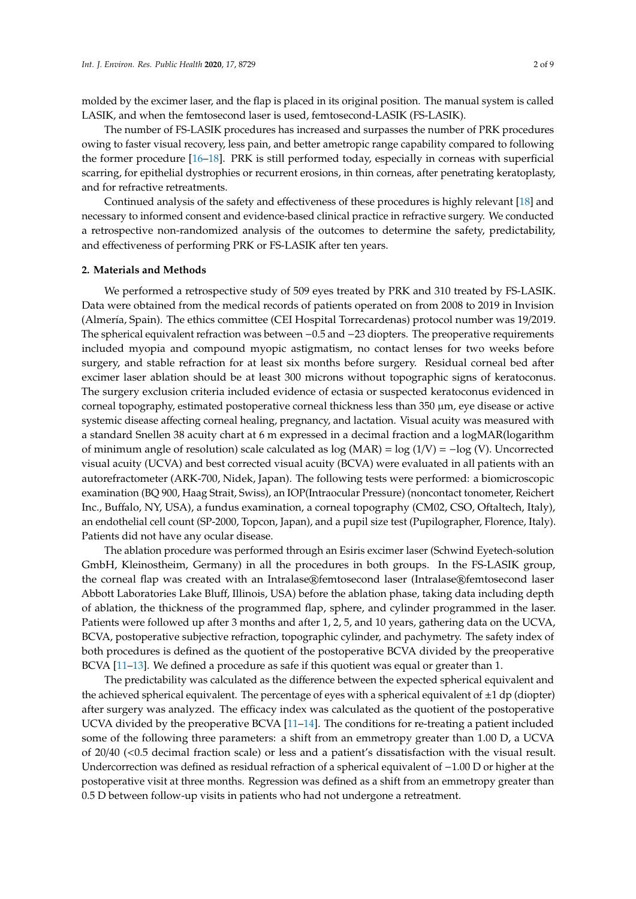molded by the excimer laser, and the flap is placed in its original position. The manual system is called LASIK, and when the femtosecond laser is used, femtosecond-LASIK (FS-LASIK).

The number of FS-LASIK procedures has increased and surpasses the number of PRK procedures owing to faster visual recovery, less pain, and better ametropic range capability compared to following the former procedure [16–18]. PRK is still performed today, especially in corneas with superficial scarring, for epithelial dystrophies or recurrent erosions, in thin corneas, after penetrating keratoplasty, and for refractive retreatments.

Continued analysis of the safety and effectiveness of these procedures is highly relevant [18] and necessary to informed consent and evidence-based clinical practice in refractive surgery. We conducted a retrospective non-randomized analysis of the outcomes to determine the safety, predictability, and effectiveness of performing PRK or FS-LASIK after ten years.

## 2. Materials and Methods

We performed a retrospective study of 509 eyes treated by PRK and 310 treated by FS-LASIK. Data were obtained from the medical records of patients operated on from 2008 to 2019 in Invision (Almería, Spain). The ethics committee (CEI Hospital Torrecardenas) protocol number was 19/2019. The spherical equivalent refraction was between −0.5 and −23 diopters. The preoperative requirements included myopia and compound myopic astigmatism, no contact lenses for two weeks before surgery, and stable refraction for at least six months before surgery. Residual corneal bed after excimer laser ablation should be at least 300 microns without topographic signs of keratoconus. The surgery exclusion criteria included evidence of ectasia or suspected keratoconus evidenced in corneal topography, estimated postoperative corneal thickness less than 350 µm, eye disease or active systemic disease affecting corneal healing, pregnancy, and lactation. Visual acuity was measured with a standard Snellen 38 acuity chart at 6 m expressed in a decimal fraction and a logMAR(logarithm of minimum angle of resolution) scale calculated as log (MAR) = log (1/V) = −log (V). Uncorrected visual acuity (UCVA) and best corrected visual acuity (BCVA) were evaluated in all patients with an autorefractometer (ARK-700, Nidek, Japan). The following tests were performed: a biomicroscopic examination (BQ 900, Haag Strait, Swiss), an IOP(Intraocular Pressure) (noncontact tonometer, Reichert Inc., Buffalo, NY, USA), a fundus examination, a corneal topography (CM02, CSO, Oftaltech, Italy), an endothelial cell count (SP-2000, Topcon, Japan), and a pupil size test (Pupilographer, Florence, Italy). Patients did not have any ocular disease.

The ablation procedure was performed through an Esiris excimer laser (Schwind Eyetech-solution GmbH, Kleinostheim, Germany) in all the procedures in both groups. In the FS-LASIK group, the corneal flap was created with an Intralase®femtosecond laser (Intralase®femtosecond laser Abbott Laboratories Lake Bluff, Illinois, USA) before the ablation phase, taking data including depth of ablation, the thickness of the programmed flap, sphere, and cylinder programmed in the laser. Patients were followed up after 3 months and after 1, 2, 5, and 10 years, gathering data on the UCVA, BCVA, postoperative subjective refraction, topographic cylinder, and pachymetry. The safety index of both procedures is defined as the quotient of the postoperative BCVA divided by the preoperative BCVA [11–13]. We defined a procedure as safe if this quotient was equal or greater than 1.

The predictability was calculated as the difference between the expected spherical equivalent and the achieved spherical equivalent. The percentage of eyes with a spherical equivalent of ±1 dp (diopter) after surgery was analyzed. The efficacy index was calculated as the quotient of the postoperative UCVA divided by the preoperative BCVA [11–14]. The conditions for re-treating a patient included some of the following three parameters: a shift from an emmetropy greater than 1.00 D, a UCVA of 20/40 (<0.5 decimal fraction scale) or less and a patient's dissatisfaction with the visual result. Undercorrection was defined as residual refraction of a spherical equivalent of −1.00 D or higher at the postoperative visit at three months. Regression was defined as a shift from an emmetropy greater than 0.5 D between follow-up visits in patients who had not undergone a retreatment.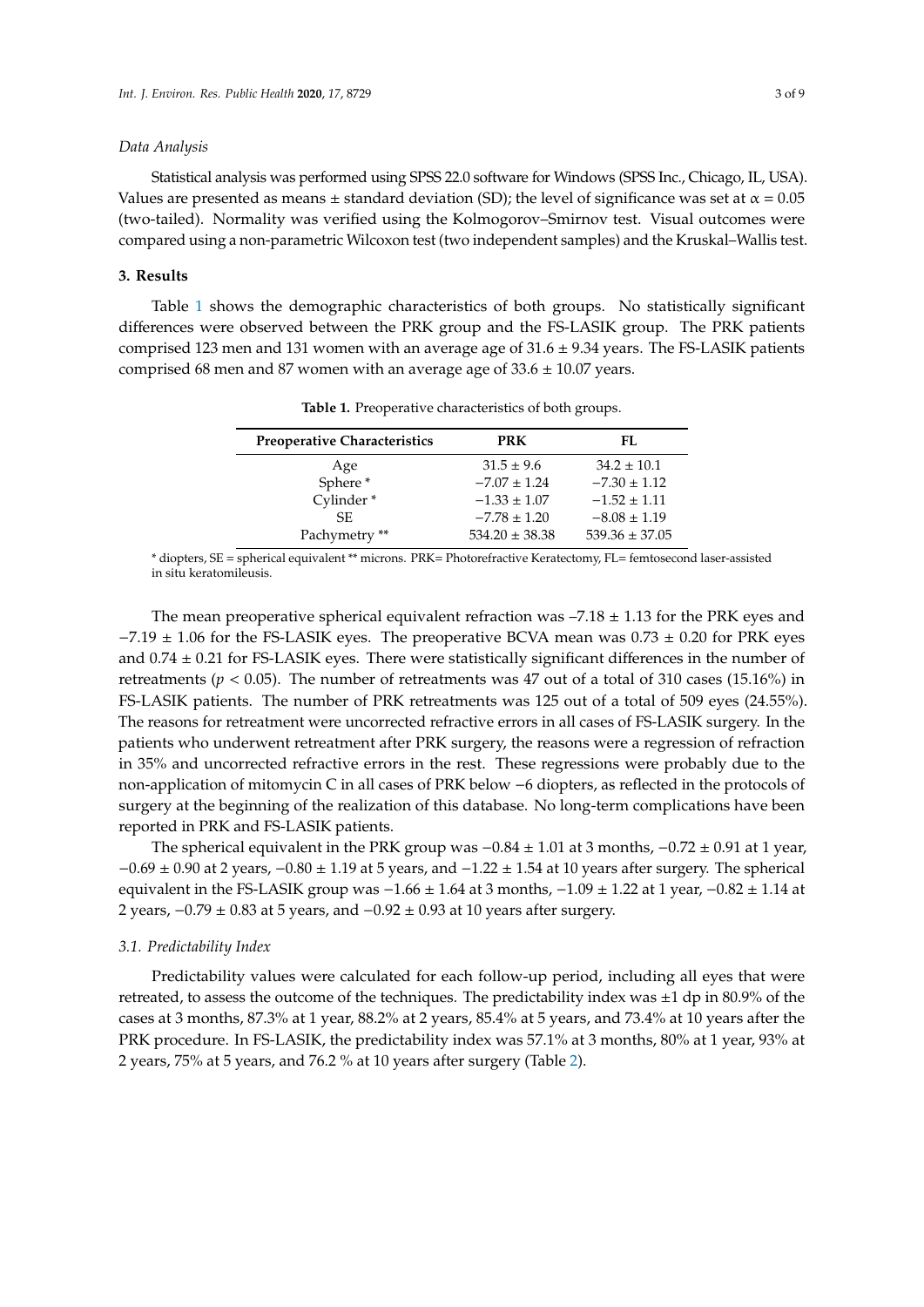### *Data Analysis*

Statistical analysis was performed using SPSS 22.0 software for Windows (SPSS Inc., Chicago, IL, USA). Values are presented as means ± standard deviation (SD); the level of significance was set at $\alpha = 0.05$ (two-tailed). Normality was verified using the Kolmogorov–Smirnov test. Visual outcomes were compared using a non-parametric Wilcoxon test (two independent samples) and the Kruskal–Wallis test.

## 3. Results

Table 1 shows the demographic characteristics of both groups. No statistically significant differences were observed between the PRK group and the FS-LASIK group. The PRK patients comprised 123 men and 131 women with an average age of 31.6 ± 9.34 years. The FS-LASIK patients comprised 68 men and 87 women with an average age of 33.6 ± 10.07 years.

**Table 1.** Preoperative characteristics of both groups.

| Preoperative Characteristics | PRK | FL |
|---|---|---|
| Age | 31.5 ± 9.6 | 34.2 ± 10.1 |
| Sphere * | −7.07 ± 1.24 | −7.30 ± 1.12 |
| Cylinder * | −1.33 ± 1.07 | −1.52 ± 1.11 |
| SE | −7.78 ± 1.20 | −8.08 ± 1.19 |
| Pachymetry ** | 534.20 ± 38.38 | 539.36 ± 37.05 |

\* diopters, SE = spherical equivalent ** microns. PRK= Photorefractive Keratectomy, FL= femtosecond laser-assisted in situ keratomileusis.

The mean preoperative spherical equivalent refraction was –7.18 ± 1.13 for the PRK eyes and −7.19 ± 1.06 for the FS-LASIK eyes. The preoperative BCVA mean was 0.73 ± 0.20 for PRK eyes and 0.74 ± 0.21 for FS-LASIK eyes. There were statistically significant differences in the number of retreatments ($p < 0.05$). The number of retreatments was 47 out of a total of 310 cases (15.16%) in FS-LASIK patients. The number of PRK retreatments was 125 out of a total of 509 eyes (24.55%). The reasons for retreatment were uncorrected refractive errors in all cases of FS-LASIK surgery. In the patients who underwent retreatment after PRK surgery, the reasons were a regression of refraction in 35% and uncorrected refractive errors in the rest. These regressions were probably due to the non-application of mitomycin C in all cases of PRK below −6 diopters, as reflected in the protocols of surgery at the beginning of the realization of this database. No long-term complications have been reported in PRK and FS-LASIK patients.

The spherical equivalent in the PRK group was −0.84 ± 1.01 at 3 months, −0.72 ± 0.91 at 1 year, −0.69 ± 0.90 at 2 years, −0.80 ± 1.19 at 5 years, and −1.22 ± 1.54 at 10 years after surgery. The spherical equivalent in the FS-LASIK group was −1.66 ± 1.64 at 3 months, −1.09 ± 1.22 at 1 year, −0.82 ± 1.14 at 2 years, −0.79 ± 0.83 at 5 years, and −0.92 ± 0.93 at 10 years after surgery.

### *3.1. Predictability Index*

Predictability values were calculated for each follow-up period, including all eyes that were retreated, to assess the outcome of the techniques. The predictability index was ±1 dp in 80.9% of the cases at 3 months, 87.3% at 1 year, 88.2% at 2 years, 85.4% at 5 years, and 73.4% at 10 years after the PRK procedure. In FS-LASIK, the predictability index was 57.1% at 3 months, 80% at 1 year, 93% at 2 years, 75% at 5 years, and 76.2 % at 10 years after surgery (Table 2).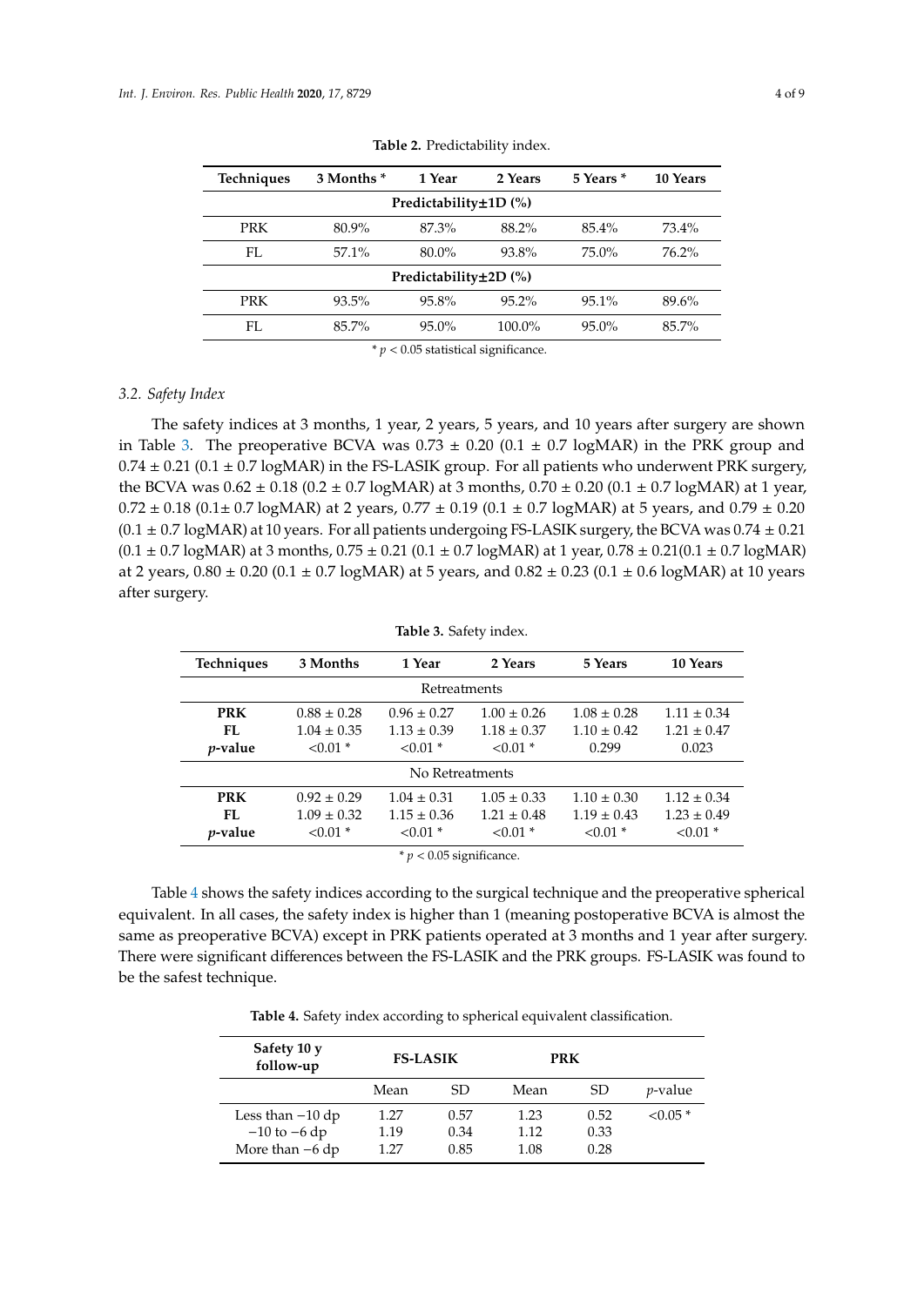**Table 2.** Predictability index.

| Techniques | 3 Months * | 1 Year | 2 Years | 5 Years * | 10 Years |
|---|---|---|---|---|---|
| Predictability±1D (%) | | | | | |
| PRK | 80.9% | 87.3% | 88.2% | 85.4% | 73.4% |
| FL | 57.1% | 80.0% | 93.8% | 75.0% | 76.2% |
| Predictability±2D (%) | | | | | |
| PRK | 93.5% | 95.8% | 95.2% | 95.1% | 89.6% |
| FL | 85.7% | 95.0% | 100.0% | 95.0% | 85.7% |

* $p < 0.05$ statistical significance.

### 3.2. Safety Index

The safety indices at 3 months, 1 year, 2 years, 5 years, and 10 years after surgery are shown in Table 3. The preoperative BCVA was 0.73 ± 0.20 (0.1 ± 0.7 logMAR) in the PRK group and 0.74 ± 0.21 (0.1 ± 0.7 logMAR) in the FS-LASIK group. For all patients who underwent PRK surgery, the BCVA was 0.62 ± 0.18 (0.2 ± 0.7 logMAR) at 3 months, 0.70 ± 0.20 (0.1 ± 0.7 logMAR) at 1 year, 0.72 ± 0.18 (0.1± 0.7 logMAR) at 2 years, 0.77 ± 0.19 (0.1 ± 0.7 logMAR) at 5 years, and 0.79 ± 0.20 (0.1 ± 0.7 logMAR) at 10 years. For all patients undergoing FS-LASIK surgery, the BCVA was 0.74 ± 0.21 (0.1 ± 0.7 logMAR) at 3 months, 0.75 ± 0.21 (0.1 ± 0.7 logMAR) at 1 year, 0.78 ± 0.21(0.1 ± 0.7 logMAR) at 2 years, 0.80 ± 0.20 (0.1 ± 0.7 logMAR) at 5 years, and 0.82 ± 0.23 (0.1 ± 0.6 logMAR) at 10 years after surgery.

**Table 3.** Safety index.

| Techniques | 3 Months | 1 Year | 2 Years | 5 Years | 10 Years |
|---|---|---|---|---|---|
| Retreatments | | | | | |
| **PRK** | 0.88 ± 0.28 | 0.96 ± 0.27 | 1.00 ± 0.26 | 1.08 ± 0.28 | 1.11 ± 0.34 |
| **FL** | 1.04 ± 0.35 | 1.13 ± 0.39 | 1.18 ± 0.37 | 1.10 ± 0.42 | 1.21 ± 0.47 |
| ***p*-value** | <0.01 * | <0.01 * | <0.01 * | 0.299 | 0.023 |
| No Retreatments | | | | | |
| **PRK** | 0.92 ± 0.29 | 1.04 ± 0.31 | 1.05 ± 0.33 | 1.10 ± 0.30 | 1.12 ± 0.34 |
| **FL** | 1.09 ± 0.32 | 1.15 ± 0.36 | 1.21 ± 0.48 | 1.19 ± 0.43 | 1.23 ± 0.49 |
| ***p*-value** | <0.01 * | <0.01 * | <0.01 * | <0.01 * | <0.01 * |

* $p < 0.05$ significance.

Table 4 shows the safety indices according to the surgical technique and the preoperative spherical equivalent. In all cases, the safety index is higher than 1 (meaning postoperative BCVA is almost the same as preoperative BCVA) except in PRK patients operated at 3 months and 1 year after surgery. There were significant differences between the FS-LASIK and the PRK groups. FS-LASIK was found to be the safest technique.

**Table 4.** Safety index according to spherical equivalent classification.

| Safety 10 y follow-up | FS-LASIK | | PRK | | |
|---|---|---|---|---|---|
| | Mean | SD | Mean | SD | *p*-value |
| Less than −10 dp | 1.27 | 0.57 | 1.23 | 0.52 | <0.05 * |
| −10 to −6 dp | 1.19 | 0.34 | 1.12 | 0.33 | |
| More than −6 dp | 1.27 | 0.85 | 1.08 | 0.28 | |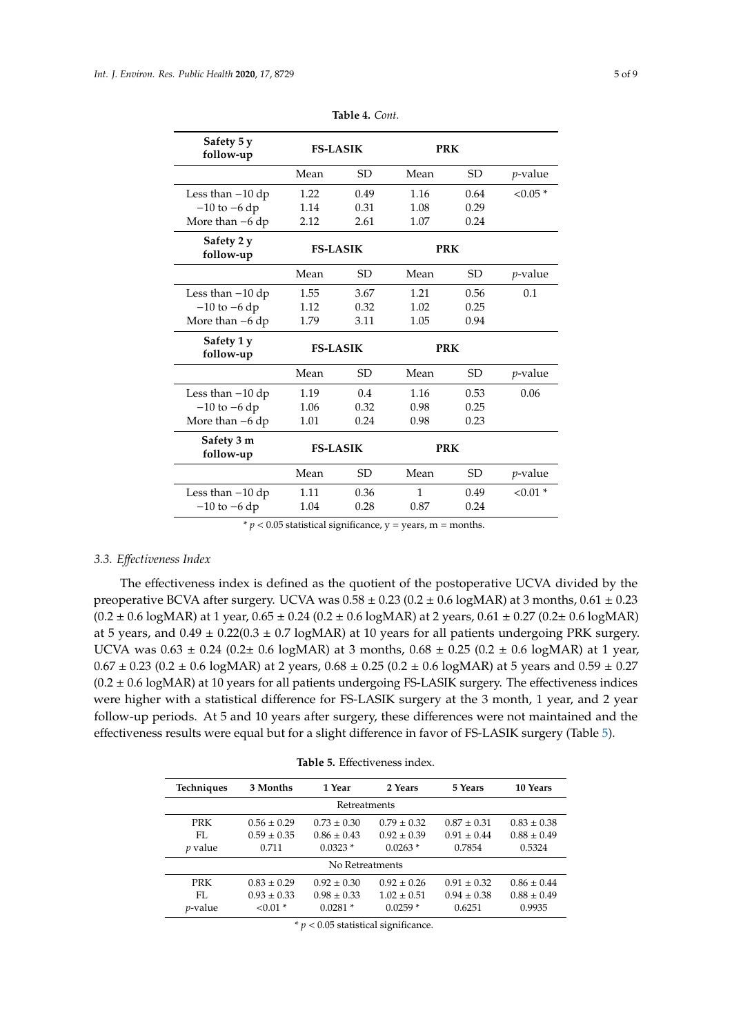**Table 4.** *Cont.*

| Safety 5 y follow-up | FS-LASIK | | PRK | | |
|---|---|---|---|---|---|
| | Mean | SD | Mean | SD | $p$-value |
| Less than −10 dp | 1.22 | 0.49 | 1.16 | 0.64 | <0.05 * |
| −10 to −6 dp | 1.14 | 0.31 | 1.08 | 0.29 | |
| More than −6 dp | 2.12 | 2.61 | 1.07 | 0.24 | |
| **Safety 2 y follow-up** | **FS-LASIK** | | **PRK** | | |
| | Mean | SD | Mean | SD | $p$-value |
| Less than −10 dp | 1.55 | 3.67 | 1.21 | 0.56 | 0.1 |
| −10 to −6 dp | 1.12 | 0.32 | 1.02 | 0.25 | |
| More than −6 dp | 1.79 | 3.11 | 1.05 | 0.94 | |
| **Safety 1 y follow-up** | **FS-LASIK** | | **PRK** | | |
| | Mean | SD | Mean | SD | $p$-value |
| Less than −10 dp | 1.19 | 0.4 | 1.16 | 0.53 | 0.06 |
| −10 to −6 dp | 1.06 | 0.32 | 0.98 | 0.25 | |
| More than −6 dp | 1.01 | 0.24 | 0.98 | 0.23 | |
| **Safety 3 m follow-up** | **FS-LASIK** | | **PRK** | | |
| | Mean | SD | Mean | SD | $p$-value |
| Less than −10 dp | 1.11 | 0.36 | 1 | 0.49 | <0.01 * |
| −10 to −6 dp | 1.04 | 0.28 | 0.87 | 0.24 | |

* $p < 0.05$ statistical significance, y = years, m = months.

### 3.3. Effectiveness Index

The effectiveness index is defined as the quotient of the postoperative UCVA divided by the preoperative BCVA after surgery. UCVA was 0.58 ± 0.23 (0.2 ± 0.6 logMAR) at 3 months, 0.61 ± 0.23 (0.2 ± 0.6 logMAR) at 1 year, 0.65 ± 0.24 (0.2 ± 0.6 logMAR) at 2 years, 0.61 ± 0.27 (0.2± 0.6 logMAR) at 5 years, and 0.49 ± 0.22(0.3 ± 0.7 logMAR) at 10 years for all patients undergoing PRK surgery. UCVA was 0.63 ± 0.24 (0.2± 0.6 logMAR) at 3 months, 0.68 ± 0.25 (0.2 ± 0.6 logMAR) at 1 year, 0.67 ± 0.23 (0.2 ± 0.6 logMAR) at 2 years, 0.68 ± 0.25 (0.2 ± 0.6 logMAR) at 5 years and 0.59 ± 0.27 (0.2 ± 0.6 logMAR) at 10 years for all patients undergoing FS-LASIK surgery. The effectiveness indices were higher with a statistical difference for FS-LASIK surgery at the 3 month, 1 year, and 2 year follow-up periods. At 5 and 10 years after surgery, these differences were not maintained and the effectiveness results were equal but for a slight difference in favor of FS-LASIK surgery (Table 5).

**Table 5.** Effectiveness index.

| Techniques | 3 Months | 1 Year | 2 Years | 5 Years | 10 Years |
|---|---|---|---|---|---|
| | | | Retreatments | | |
| PRK | 0.56 ± 0.29 | 0.73 ± 0.30 | 0.79 ± 0.32 | 0.87 ± 0.31 | 0.83 ± 0.38 |
| FL | 0.59 ± 0.35 | 0.86 ± 0.43 | 0.92 ± 0.39 | 0.91 ± 0.44 | 0.88 ± 0.49 |
| $p$ value | 0.711 | 0.0323 * | 0.0263 * | 0.7854 | 0.5324 |
| | | | No Retreatments | | |
| PRK | 0.83 ± 0.29 | 0.92 ± 0.30 | 0.92 ± 0.26 | 0.91 ± 0.32 | 0.86 ± 0.44 |
| FL | 0.93 ± 0.33 | 0.98 ± 0.33 | 1.02 ± 0.51 | 0.94 ± 0.38 | 0.88 ± 0.49 |
| $p$-value | <0.01 * | 0.0281 * | 0.0259 * | 0.6251 | 0.9935 |

* $p < 0.05$ statistical significance.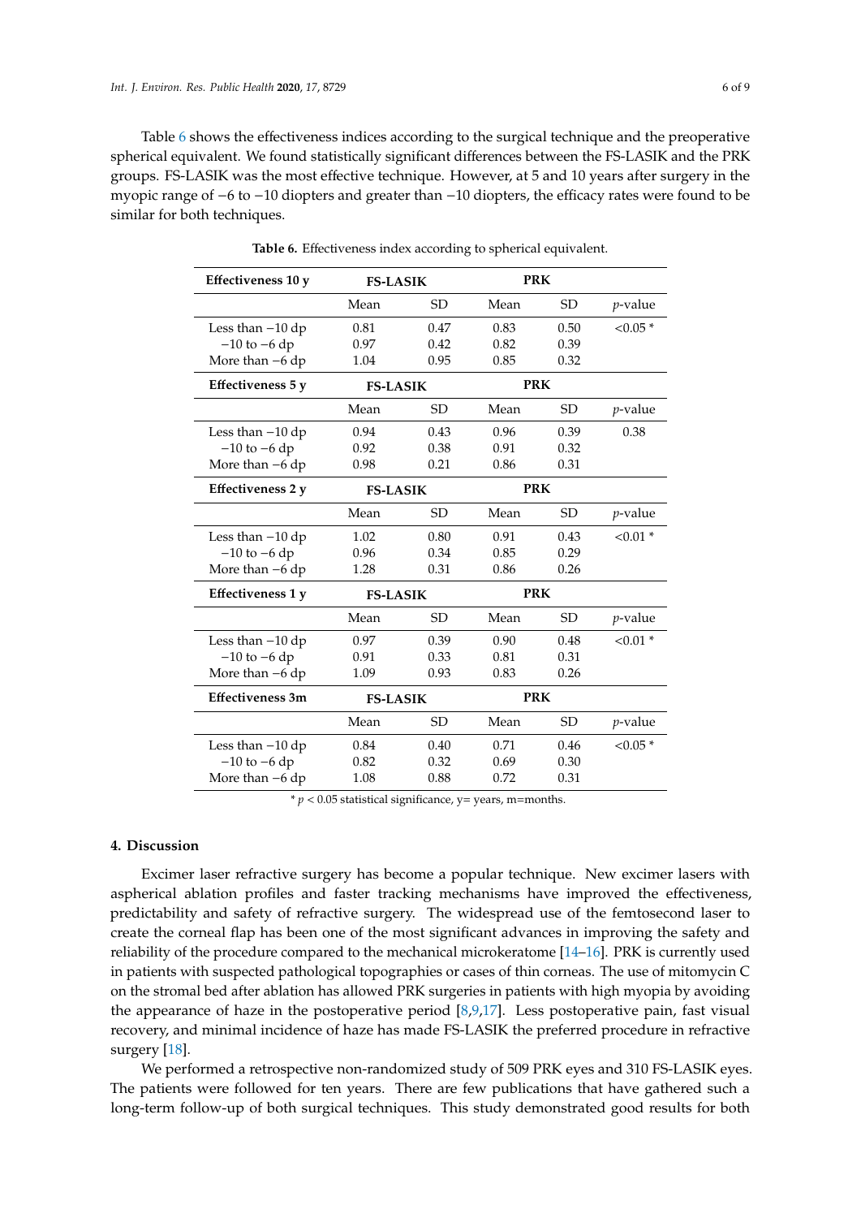Table 6 shows the effectiveness indices according to the surgical technique and the preoperative spherical equivalent. We found statistically significant differences between the FS-LASIK and the PRK groups. FS-LASIK was the most effective technique. However, at 5 and 10 years after surgery in the myopic range of −6 to −10 diopters and greater than −10 diopters, the efficacy rates were found to be similar for both techniques.

**Table 6.** Effectiveness index according to spherical equivalent.

| **Effectiveness 10 y** | **FS-LASIK** | | **PRK** | | |
|---|---|---|---|---|---|
| | Mean | SD | Mean | SD | *p*-value |
| Less than −10 dp | 0.81 | 0.47 | 0.83 | 0.50 | <0.05 * |
| −10 to −6 dp | 0.97 | 0.42 | 0.82 | 0.39 | |
| More than −6 dp | 1.04 | 0.95 | 0.85 | 0.32 | |
| **Effectiveness 5 y** | **FS-LASIK** | | **PRK** | | |
| | Mean | SD | Mean | SD | *p*-value |
| Less than −10 dp | 0.94 | 0.43 | 0.96 | 0.39 | 0.38 |
| −10 to −6 dp | 0.92 | 0.38 | 0.91 | 0.32 | |
| More than −6 dp | 0.98 | 0.21 | 0.86 | 0.31 | |
| **Effectiveness 2 y** | **FS-LASIK** | | **PRK** | | |
| | Mean | SD | Mean | SD | *p*-value |
| Less than −10 dp | 1.02 | 0.80 | 0.91 | 0.43 | <0.01 * |
| −10 to −6 dp | 0.96 | 0.34 | 0.85 | 0.29 | |
| More than −6 dp | 1.28 | 0.31 | 0.86 | 0.26 | |
| **Effectiveness 1 y** | **FS-LASIK** | | **PRK** | | |
| | Mean | SD | Mean | SD | *p*-value |
| Less than −10 dp | 0.97 | 0.39 | 0.90 | 0.48 | <0.01 * |
| −10 to −6 dp | 0.91 | 0.33 | 0.81 | 0.31 | |
| More than −6 dp | 1.09 | 0.93 | 0.83 | 0.26 | |
| **Effectiveness 3m** | **FS-LASIK** | | **PRK** | | |
| | Mean | SD | Mean | SD | *p*-value |
| Less than −10 dp | 0.84 | 0.40 | 0.71 | 0.46 | <0.05 * |
| −10 to −6 dp | 0.82 | 0.32 | 0.69 | 0.30 | |
| More than −6 dp | 1.08 | 0.88 | 0.72 | 0.31 | |

\* $p < 0.05$ statistical significance, y= years, m=months.

## 4. Discussion

Excimer laser refractive surgery has become a popular technique. New excimer lasers with aspherical ablation profiles and faster tracking mechanisms have improved the effectiveness, predictability and safety of refractive surgery. The widespread use of the femtosecond laser to create the corneal flap has been one of the most significant advances in improving the safety and reliability of the procedure compared to the mechanical microkeratome [14–16]. PRK is currently used in patients with suspected pathological topographies or cases of thin corneas. The use of mitomycin C on the stromal bed after ablation has allowed PRK surgeries in patients with high myopia by avoiding the appearance of haze in the postoperative period [8,9,17]. Less postoperative pain, fast visual recovery, and minimal incidence of haze has made FS-LASIK the preferred procedure in refractive surgery [18].

We performed a retrospective non-randomized study of 509 PRK eyes and 310 FS-LASIK eyes. The patients were followed for ten years. There are few publications that have gathered such a long-term follow-up of both surgical techniques. This study demonstrated good results for both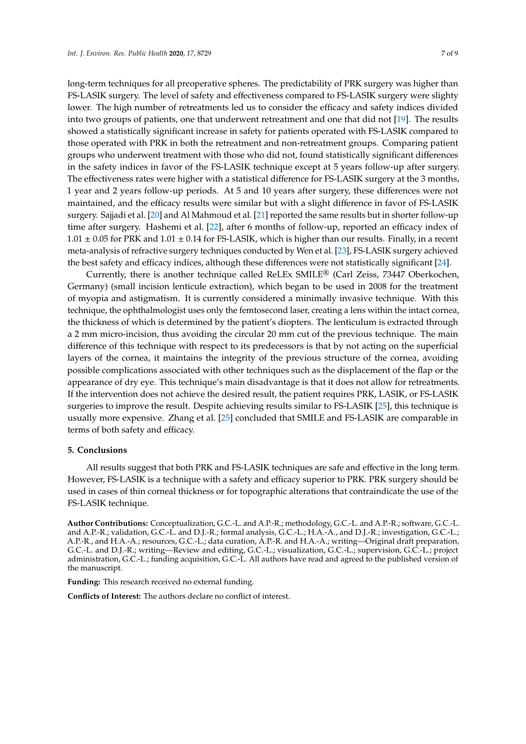long-term techniques for all preoperative spheres. The predictability of PRK surgery was higher than FS-LASIK surgery. The level of safety and effectiveness compared to FS-LASIK surgery were slighty lower. The high number of retreatments led us to consider the efficacy and safety indices divided into two groups of patients, one that underwent retreatment and one that did not [19]. The results showed a statistically significant increase in safety for patients operated with FS-LASIK compared to those operated with PRK in both the retreatment and non-retreatment groups. Comparing patient groups who underwent treatment with those who did not, found statistically significant differences in the safety indices in favor of the FS-LASIK technique except at 5 years follow-up after surgery. The effectiveness rates were higher with a statistical difference for FS-LASIK surgery at the 3 months, 1 year and 2 years follow-up periods. At 5 and 10 years after surgery, these differences were not maintained, and the efficacy results were similar but with a slight difference in favor of FS-LASIK surgery. Sajjadi et al. [20] and Al Mahmoud et al. [21] reported the same results but in shorter follow-up time after surgery. Hashemi et al. [22], after 6 months of follow-up, reported an efficacy index of $1.01 \pm 0.05$ for PRK and $1.01 \pm 0.14$ for FS-LASIK, which is higher than our results. Finally, in a recent meta-analysis of refractive surgery techniques conducted by Wen et al. [23], FS-LASIK surgery achieved the best safety and efficacy indices, although these differences were not statistically significant [24].

Currently, there is another technique called ReLEx SMILE® (Carl Zeiss, 73447 Oberkochen, Germany) (small incision lenticule extraction), which began to be used in 2008 for the treatment of myopia and astigmatism. It is currently considered a minimally invasive technique. With this technique, the ophthalmologist uses only the femtosecond laser, creating a lens within the intact cornea, the thickness of which is determined by the patient's diopters. The lenticulum is extracted through a 2 mm micro-incision, thus avoiding the circular 20 mm cut of the previous technique. The main difference of this technique with respect to its predecessors is that by not acting on the superficial layers of the cornea, it maintains the integrity of the previous structure of the cornea, avoiding possible complications associated with other techniques such as the displacement of the flap or the appearance of dry eye. This technique's main disadvantage is that it does not allow for retreatments. If the intervention does not achieve the desired result, the patient requires PRK, LASIK, or FS-LASIK surgeries to improve the result. Despite achieving results similar to FS-LASIK [25], this technique is usually more expensive. Zhang et al. [25] concluded that SMILE and FS-LASIK are comparable in terms of both safety and efficacy.

## 5. Conclusions

All results suggest that both PRK and FS-LASIK techniques are safe and effective in the long term. However, FS-LASIK is a technique with a safety and efficacy superior to PRK. PRK surgery should be used in cases of thin corneal thickness or for topographic alterations that contraindicate the use of the FS-LASIK technique.

**Author Contributions:** Conceptualization, G.C.-L. and A.P.-R.; methodology, G.C.-L. and A.P.-R.; software, G.C.-L. and A.P.-R.; validation, G.C.-L. and D.J.-R.; formal analysis, G.C.-L.; H.A.-A., and D.J.-R.; investigation, G.C.-L.; A.P.-R., and H.A.-A.; resources, G.C.-L.; data curation, A.P.-R. and H.A.-A.; writing—Original draft preparation, G.C.-L. and D.J.-R.; writing—Review and editing, G.C.-L.; visualization, G.C.-L.; supervision, G.C.-L.; project administration, G.C.-L.; funding acquisition, G.C.-L. All authors have read and agreed to the published version of the manuscript.

**Funding:** This research received no external funding.

**Conflicts of Interest:** The authors declare no conflict of interest.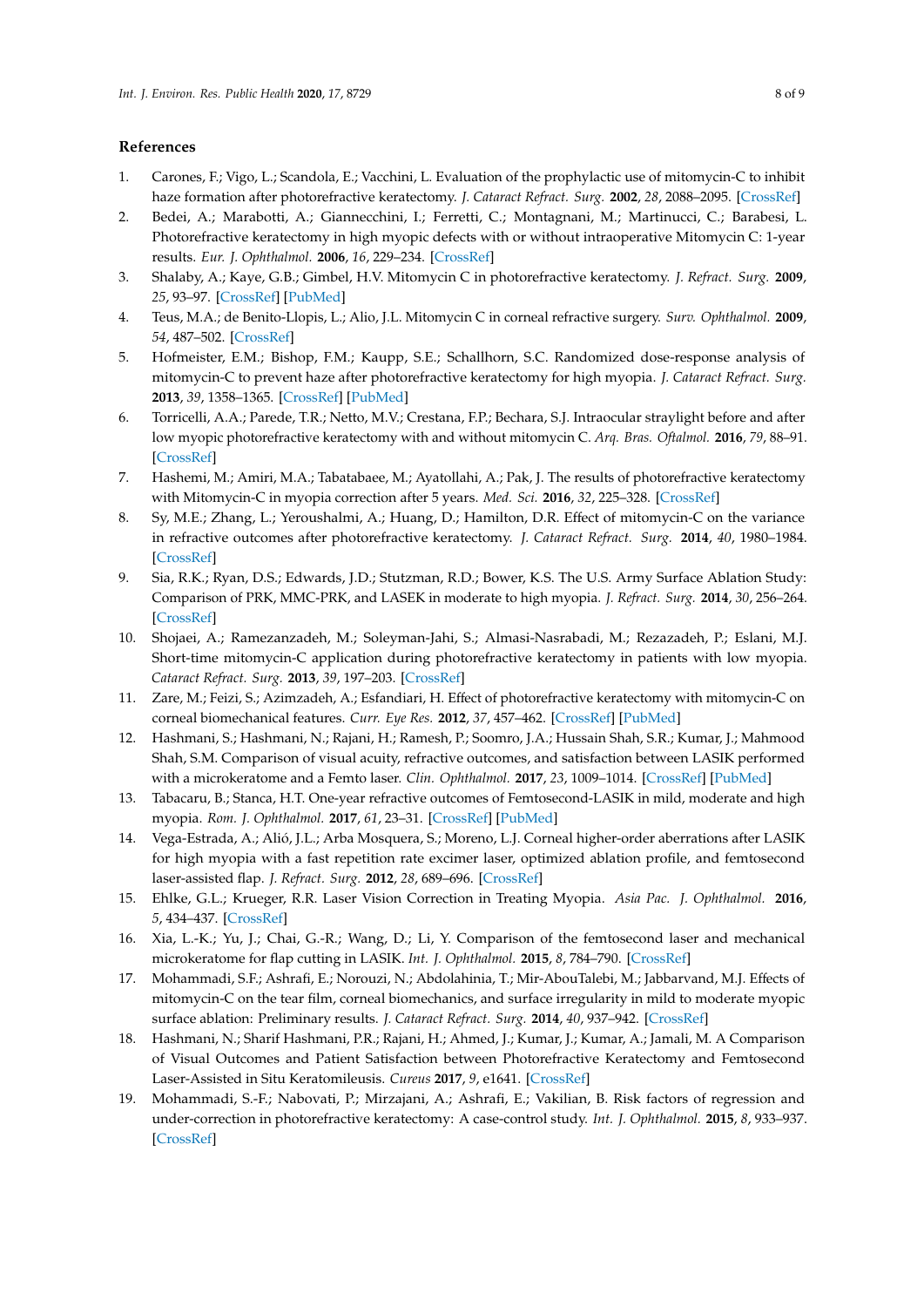## References

1. Carones, F.; Vigo, L.; Scandola, E.; Vacchini, L. Evaluation of the prophylactic use of mitomycin-C to inhibit haze formation after photorefractive keratectomy. *J. Cataract Refract. Surg.* **2002**, *28*, 2088–2095. [CrossRef]
2. Bedei, A.; Marabotti, A.; Giannecchini, I.; Ferretti, C.; Montagnani, M.; Martinucci, C.; Barabesi, L. Photorefractive keratectomy in high myopic defects with or without intraoperative Mitomycin C: 1-year results. *Eur. J. Ophthalmol.* **2006**, *16*, 229–234. [CrossRef]
3. Shalaby, A.; Kaye, G.B.; Gimbel, H.V. Mitomycin C in photorefractive keratectomy. *J. Refract. Surg.* **2009**, *25*, 93–97. [CrossRef] [PubMed]
4. Teus, M.A.; de Benito-Llopis, L.; Alio, J.L. Mitomycin C in corneal refractive surgery. *Surv. Ophthalmol.* **2009**, *54*, 487–502. [CrossRef]
5. Hofmeister, E.M.; Bishop, F.M.; Kaupp, S.E.; Schallhorn, S.C. Randomized dose-response analysis of mitomycin-C to prevent haze after photorefractive keratectomy for high myopia. *J. Cataract Refract. Surg.* **2013**, *39*, 1358–1365. [CrossRef] [PubMed]
6. Torricelli, A.A.; Parede, T.R.; Netto, M.V.; Crestana, F.P.; Bechara, S.J. Intraocular straylight before and after low myopic photorefractive keratectomy with and without mitomycin C. *Arq. Bras. Oftalmol.* **2016**, *79*, 88–91. [CrossRef]
7. Hashemi, M.; Amiri, M.A.; Tabatabaee, M.; Ayatollahi, A.; Pak, J. The results of photorefractive keratectomy with Mitomycin-C in myopia correction after 5 years. *Med. Sci.* **2016**, *32*, 225–328. [CrossRef]
8. Sy, M.E.; Zhang, L.; Yeroushalmi, A.; Huang, D.; Hamilton, D.R. Effect of mitomycin-C on the variance in refractive outcomes after photorefractive keratectomy. *J. Cataract Refract. Surg.* **2014**, *40*, 1980–1984. [CrossRef]
9. Sia, R.K.; Ryan, D.S.; Edwards, J.D.; Stutzman, R.D.; Bower, K.S. The U.S. Army Surface Ablation Study: Comparison of PRK, MMC-PRK, and LASEK in moderate to high myopia. *J. Refract. Surg.* **2014**, *30*, 256–264. [CrossRef]
10. Shojaei, A.; Ramezanzadeh, M.; Soleyman-Jahi, S.; Almasi-Nasrabadi, M.; Rezazadeh, P.; Eslani, M.J. Short-time mitomycin-C application during photorefractive keratectomy in patients with low myopia. *Cataract Refract. Surg.* **2013**, *39*, 197–203. [CrossRef]
11. Zare, M.; Feizi, S.; Azimzadeh, A.; Esfandiari, H. Effect of photorefractive keratectomy with mitomycin-C on corneal biomechanical features. *Curr. Eye Res.* **2012**, *37*, 457–462. [CrossRef] [PubMed]
12. Hashmani, S.; Hashmani, N.; Rajani, H.; Ramesh, P.; Soomro, J.A.; Hussain Shah, S.R.; Kumar, J.; Mahmood Shah, S.M. Comparison of visual acuity, refractive outcomes, and satisfaction between LASIK performed with a microkeratome and a Femto laser. *Clin. Ophthalmol.* **2017**, *23*, 1009–1014. [CrossRef] [PubMed]
13. Tabacaru, B.; Stanca, H.T. One-year refractive outcomes of Femtosecond-LASIK in mild, moderate and high myopia. *Rom. J. Ophthalmol.* **2017**, *61*, 23–31. [CrossRef] [PubMed]
14. Vega-Estrada, A.; Alió, J.L.; Arba Mosquera, S.; Moreno, L.J. Corneal higher-order aberrations after LASIK for high myopia with a fast repetition rate excimer laser, optimized ablation profile, and femtosecond laser-assisted flap. *J. Refract. Surg.* **2012**, *28*, 689–696. [CrossRef]
15. Ehlke, G.L.; Krueger, R.R. Laser Vision Correction in Treating Myopia. *Asia Pac. J. Ophthalmol.* **2016**, *5*, 434–437. [CrossRef]
16. Xia, L.-K.; Yu, J.; Chai, G.-R.; Wang, D.; Li, Y. Comparison of the femtosecond laser and mechanical microkeratome for flap cutting in LASIK. *Int. J. Ophthalmol.* **2015**, *8*, 784–790. [CrossRef]
17. Mohammadi, S.F.; Ashrafi, E.; Norouzi, N.; Abdolahinia, T.; Mir-AbouTalebi, M.; Jabbarvand, M.J. Effects of mitomycin-C on the tear film, corneal biomechanics, and surface irregularity in mild to moderate myopic surface ablation: Preliminary results. *J. Cataract Refract. Surg.* **2014**, *40*, 937–942. [CrossRef]
18. Hashmani, N.; Sharif Hashmani, P.R.; Rajani, H.; Ahmed, J.; Kumar, J.; Kumar, A.; Jamali, M. A Comparison of Visual Outcomes and Patient Satisfaction between Photorefractive Keratectomy and Femtosecond Laser-Assisted in Situ Keratomileusis. *Cureus* **2017**, *9*, e1641. [CrossRef]
19. Mohammadi, S.-F.; Nabovati, P.; Mirzajani, A.; Ashrafi, E.; Vakilian, B. Risk factors of regression and under-correction in photorefractive keratectomy: A case-control study. *Int. J. Ophthalmol.* **2015**, *8*, 933–937. [CrossRef]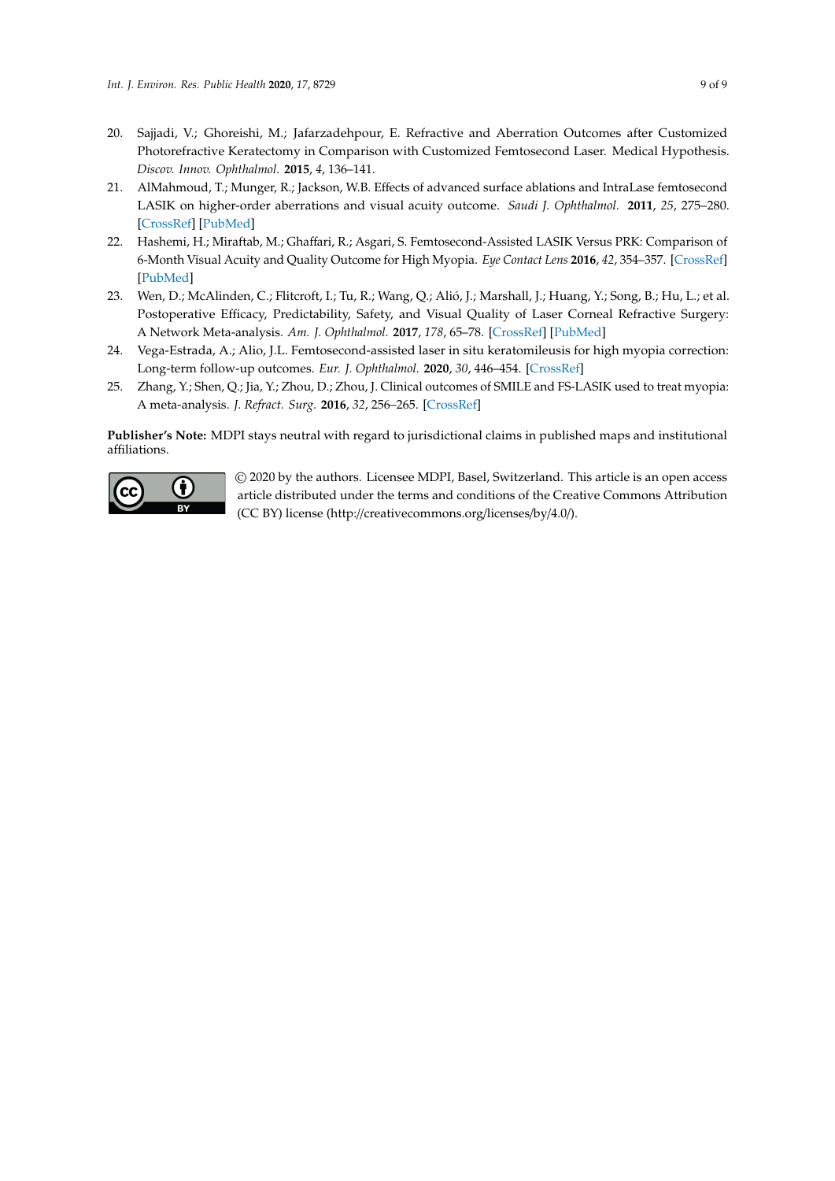20. Sajjadi, V.; Ghoreishi, M.; Jafarzadehpour, E. Refractive and Aberration Outcomes after Customized Photorefractive Keratectomy in Comparison with Customized Femtosecond Laser. Medical Hypothesis. *Discov. Innov. Ophthalmol.* **2015**, *4*, 136–141.
21. AlMahmoud, T.; Munger, R.; Jackson, W.B. Effects of advanced surface ablations and IntraLase femtosecond LASIK on higher-order aberrations and visual acuity outcome. *Saudi J. Ophthalmol.* **2011**, *25*, 275–280. [CrossRef] [PubMed]
22. Hashemi, H.; Miraftab, M.; Ghaffari, R.; Asgari, S. Femtosecond-Assisted LASIK Versus PRK: Comparison of 6-Month Visual Acuity and Quality Outcome for High Myopia. *Eye Contact Lens* **2016**, *42*, 354–357. [CrossRef] [PubMed]
23. Wen, D.; McAlinden, C.; Flitcroft, I.; Tu, R.; Wang, Q.; Alió, J.; Marshall, J.; Huang, Y.; Song, B.; Hu, L.; et al. Postoperative Efficacy, Predictability, Safety, and Visual Quality of Laser Corneal Refractive Surgery: A Network Meta-analysis. *Am. J. Ophthalmol.* **2017**, *178*, 65–78. [CrossRef] [PubMed]
24. Vega-Estrada, A.; Alio, J.L. Femtosecond-assisted laser in situ keratomileusis for high myopia correction: Long-term follow-up outcomes. *Eur. J. Ophthalmol.* **2020**, *30*, 446–454. [CrossRef]
25. Zhang, Y.; Shen, Q.; Jia, Y.; Zhou, D.; Zhou, J. Clinical outcomes of SMILE and FS-LASIK used to treat myopia: A meta-analysis. *J. Refract. Surg.* **2016**, *32*, 256–265. [CrossRef]

**Publisher's Note:** MDPI stays neutral with regard to jurisdictional claims in published maps and institutional affiliations.

© 2020 by the authors. Licensee MDPI, Basel, Switzerland. This article is an open access article distributed under the terms and conditions of the Creative Commons Attribution (CC BY) license (http://creativecommons.org/licenses/by/4.0/).